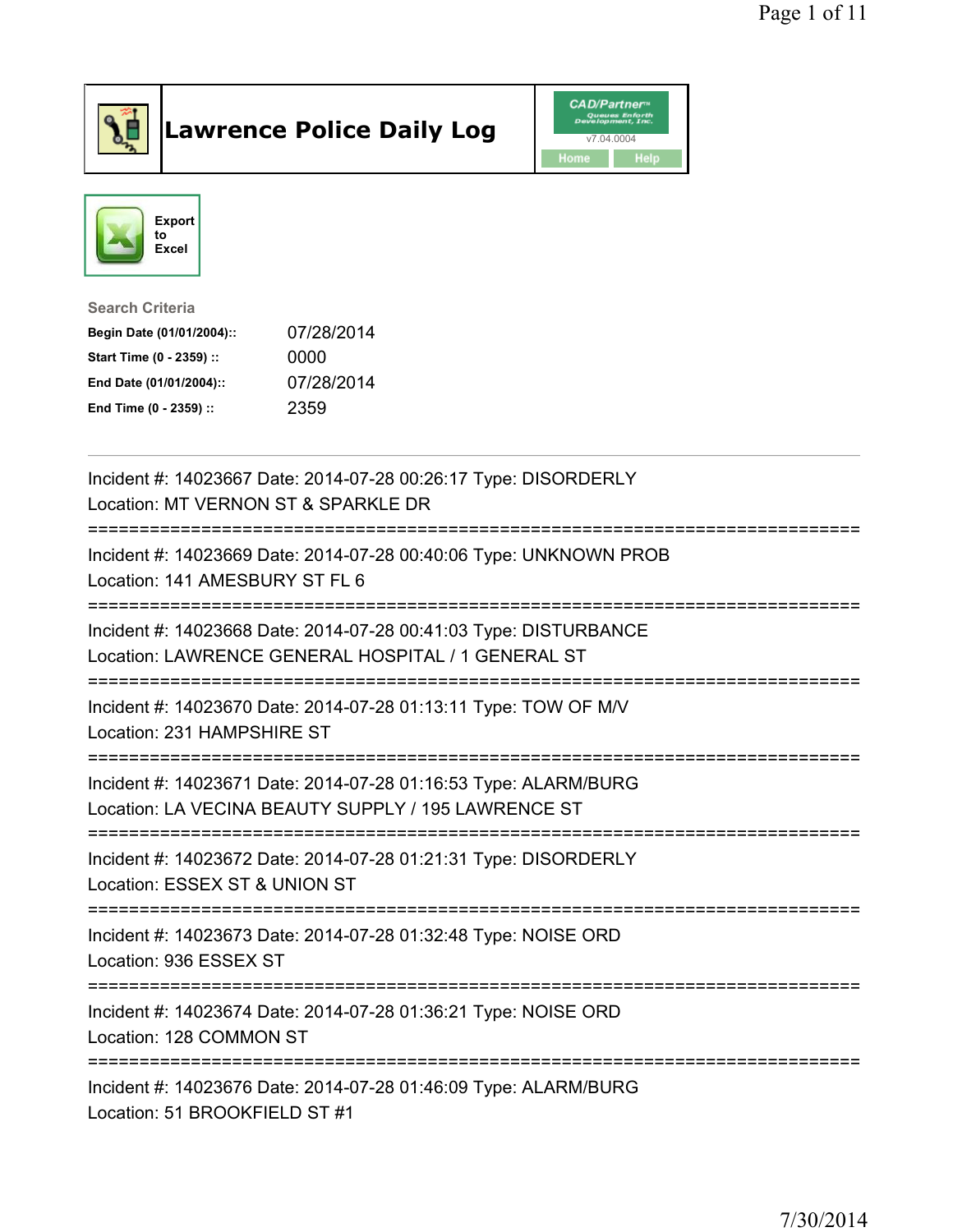# Lawrence Police Daily Log

CAD/Partner™ v7.04.0004 Home Help

Export to Excel

**Search Criteria**

| | |
|---|---|
| **Begin Date (01/01/2004)::** | 07/28/2014 |
| **Start Time (0 - 2359) ::** | 0000 |
| **End Date (01/01/2004)::** | 07/28/2014 |
| **End Time (0 - 2359) ::** | 2359 |

---

Incident #: 14023667 Date: 2014-07-28 00:26:17 Type: DISORDERLY
Location: MT VERNON ST & SPARKLE DR

===========================================================================

Incident #: 14023669 Date: 2014-07-28 00:40:06 Type: UNKNOWN PROB
Location: 141 AMESBURY ST FL 6

===========================================================================

Incident #: 14023668 Date: 2014-07-28 00:41:03 Type: DISTURBANCE
Location: LAWRENCE GENERAL HOSPITAL / 1 GENERAL ST

===========================================================================

Incident #: 14023670 Date: 2014-07-28 01:13:11 Type: TOW OF M/V
Location: 231 HAMPSHIRE ST

===========================================================================

Incident #: 14023671 Date: 2014-07-28 01:16:53 Type: ALARM/BURG
Location: LA VECINA BEAUTY SUPPLY / 195 LAWRENCE ST

===========================================================================

Incident #: 14023672 Date: 2014-07-28 01:21:31 Type: DISORDERLY
Location: ESSEX ST & UNION ST

===========================================================================

Incident #: 14023673 Date: 2014-07-28 01:32:48 Type: NOISE ORD
Location: 936 ESSEX ST

===========================================================================

Incident #: 14023674 Date: 2014-07-28 01:36:21 Type: NOISE ORD
Location: 128 COMMON ST

===========================================================================

Incident #: 14023676 Date: 2014-07-28 01:46:09 Type: ALARM/BURG
Location: 51 BROOKFIELD ST #1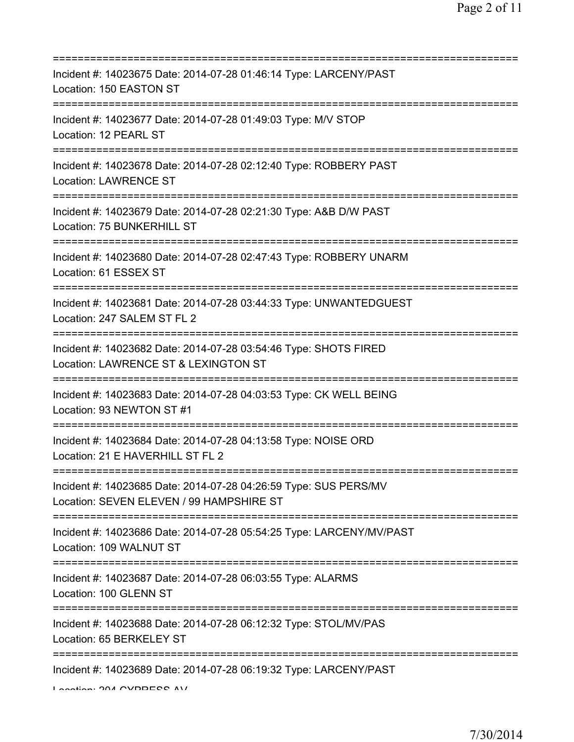===========================================================================
Incident #: 14023675 Date: 2014-07-28 01:46:14 Type: LARCENY/PAST
Location: 150 EASTON ST
===========================================================================
Incident #: 14023677 Date: 2014-07-28 01:49:03 Type: M/V STOP
Location: 12 PEARL ST
===========================================================================
Incident #: 14023678 Date: 2014-07-28 02:12:40 Type: ROBBERY PAST
Location: LAWRENCE ST
===========================================================================
Incident #: 14023679 Date: 2014-07-28 02:21:30 Type: A&B D/W PAST
Location: 75 BUNKERHILL ST
===========================================================================
Incident #: 14023680 Date: 2014-07-28 02:47:43 Type: ROBBERY UNARM
Location: 61 ESSEX ST
===========================================================================
Incident #: 14023681 Date: 2014-07-28 03:44:33 Type: UNWANTEDGUEST
Location: 247 SALEM ST FL 2
===========================================================================
Incident #: 14023682 Date: 2014-07-28 03:54:46 Type: SHOTS FIRED
Location: LAWRENCE ST & LEXINGTON ST
===========================================================================
Incident #: 14023683 Date: 2014-07-28 04:03:53 Type: CK WELL BEING
Location: 93 NEWTON ST #1
===========================================================================
Incident #: 14023684 Date: 2014-07-28 04:13:58 Type: NOISE ORD
Location: 21 E HAVERHILL ST FL 2
===========================================================================
Incident #: 14023685 Date: 2014-07-28 04:26:59 Type: SUS PERS/MV
Location: SEVEN ELEVEN / 99 HAMPSHIRE ST
===========================================================================
Incident #: 14023686 Date: 2014-07-28 05:54:25 Type: LARCENY/MV/PAST
Location: 109 WALNUT ST
===========================================================================
Incident #: 14023687 Date: 2014-07-28 06:03:55 Type: ALARMS
Location: 100 GLENN ST
===========================================================================
Incident #: 14023688 Date: 2014-07-28 06:12:32 Type: STOL/MV/PAS
Location: 65 BERKELEY ST
===========================================================================
Incident #: 14023689 Date: 2014-07-28 06:19:32 Type: LARCENY/PAST
Location: 204 CYPRESS AV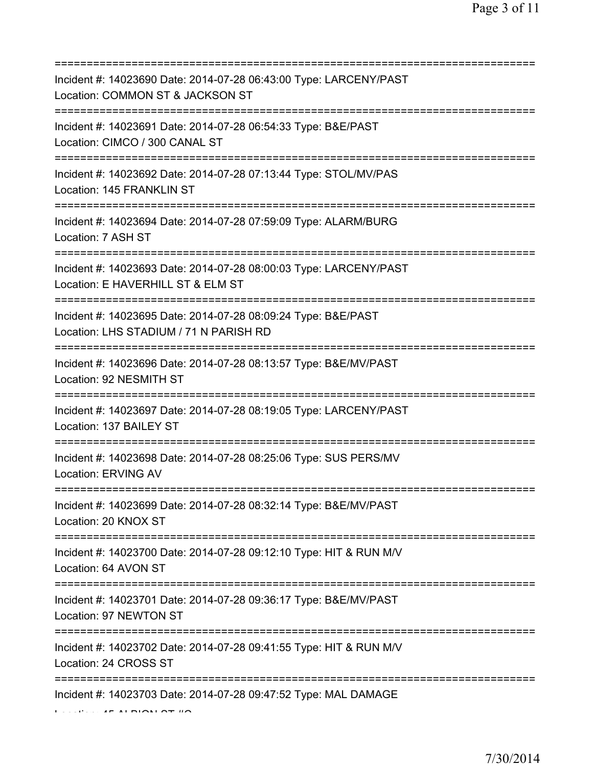===========================================================================
Incident #: 14023690 Date: 2014-07-28 06:43:00 Type: LARCENY/PAST
Location: COMMON ST & JACKSON ST
===========================================================================
Incident #: 14023691 Date: 2014-07-28 06:54:33 Type: B&E/PAST
Location: CIMCO / 300 CANAL ST
===========================================================================
Incident #: 14023692 Date: 2014-07-28 07:13:44 Type: STOL/MV/PAS
Location: 145 FRANKLIN ST
===========================================================================
Incident #: 14023694 Date: 2014-07-28 07:59:09 Type: ALARM/BURG
Location: 7 ASH ST
===========================================================================
Incident #: 14023693 Date: 2014-07-28 08:00:03 Type: LARCENY/PAST
Location: E HAVERHILL ST & ELM ST
===========================================================================
Incident #: 14023695 Date: 2014-07-28 08:09:24 Type: B&E/PAST
Location: LHS STADIUM / 71 N PARISH RD
===========================================================================
Incident #: 14023696 Date: 2014-07-28 08:13:57 Type: B&E/MV/PAST
Location: 92 NESMITH ST
===========================================================================
Incident #: 14023697 Date: 2014-07-28 08:19:05 Type: LARCENY/PAST
Location: 137 BAILEY ST
===========================================================================
Incident #: 14023698 Date: 2014-07-28 08:25:06 Type: SUS PERS/MV
Location: ERVING AV
===========================================================================
Incident #: 14023699 Date: 2014-07-28 08:32:14 Type: B&E/MV/PAST
Location: 20 KNOX ST
===========================================================================
Incident #: 14023700 Date: 2014-07-28 09:12:10 Type: HIT & RUN M/V
Location: 64 AVON ST
===========================================================================
Incident #: 14023701 Date: 2014-07-28 09:36:17 Type: B&E/MV/PAST
Location: 97 NEWTON ST
===========================================================================
Incident #: 14023702 Date: 2014-07-28 09:41:55 Type: HIT & RUN M/V
Location: 24 CROSS ST
===========================================================================
Incident #: 14023703 Date: 2014-07-28 09:47:52 Type: MAL DAMAGE
Location: 45 ALBION ST #C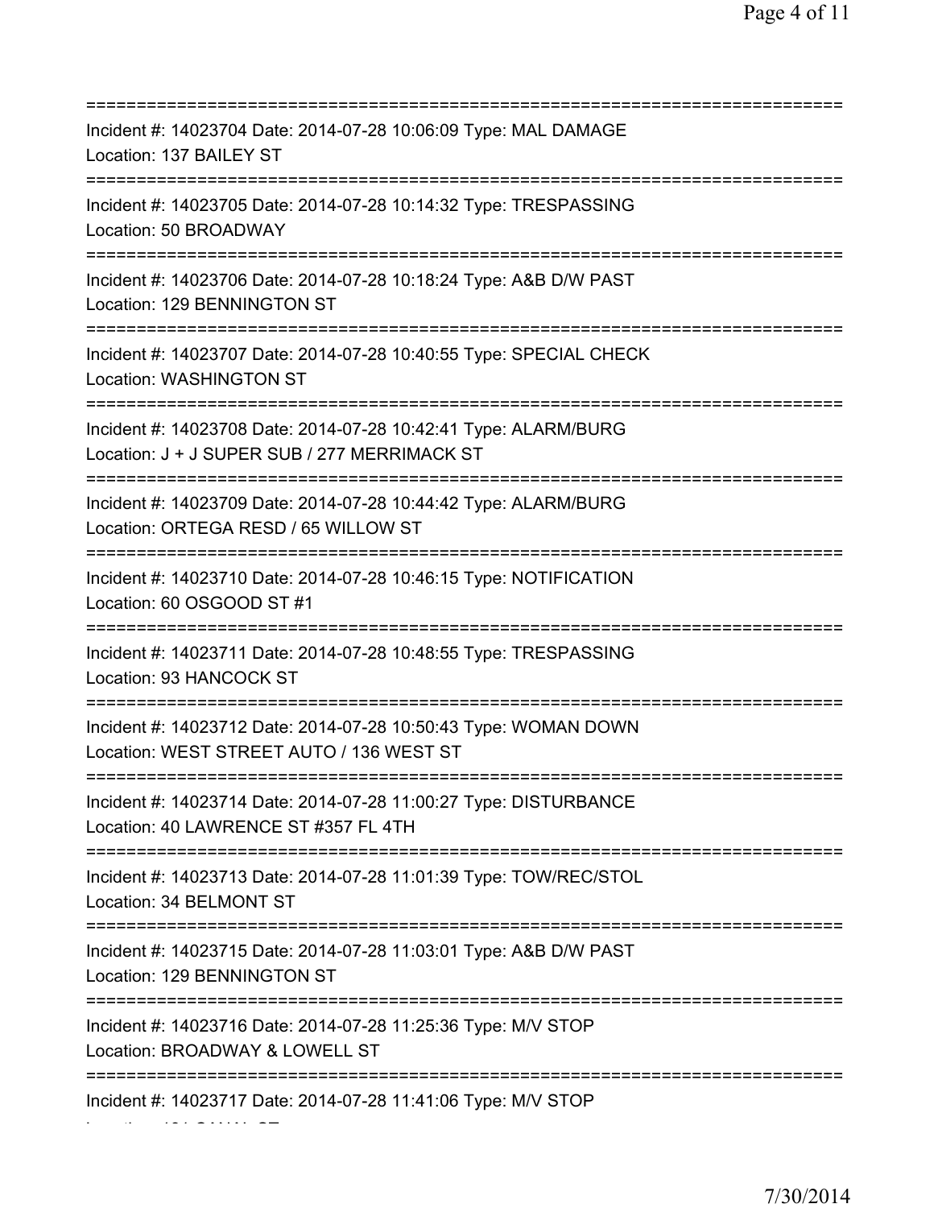===========================================================================
Incident #: 14023704 Date: 2014-07-28 10:06:09 Type: MAL DAMAGE
Location: 137 BAILEY ST
===========================================================================
Incident #: 14023705 Date: 2014-07-28 10:14:32 Type: TRESPASSING
Location: 50 BROADWAY
===========================================================================
Incident #: 14023706 Date: 2014-07-28 10:18:24 Type: A&B D/W PAST
Location: 129 BENNINGTON ST
===========================================================================
Incident #: 14023707 Date: 2014-07-28 10:40:55 Type: SPECIAL CHECK
Location: WASHINGTON ST
===========================================================================
Incident #: 14023708 Date: 2014-07-28 10:42:41 Type: ALARM/BURG
Location: J + J SUPER SUB / 277 MERRIMACK ST
===========================================================================
Incident #: 14023709 Date: 2014-07-28 10:44:42 Type: ALARM/BURG
Location: ORTEGA RESD / 65 WILLOW ST
===========================================================================
Incident #: 14023710 Date: 2014-07-28 10:46:15 Type: NOTIFICATION
Location: 60 OSGOOD ST #1
===========================================================================
Incident #: 14023711 Date: 2014-07-28 10:48:55 Type: TRESPASSING
Location: 93 HANCOCK ST
===========================================================================
Incident #: 14023712 Date: 2014-07-28 10:50:43 Type: WOMAN DOWN
Location: WEST STREET AUTO / 136 WEST ST
===========================================================================
Incident #: 14023714 Date: 2014-07-28 11:00:27 Type: DISTURBANCE
Location: 40 LAWRENCE ST #357 FL 4TH
===========================================================================
Incident #: 14023713 Date: 2014-07-28 11:01:39 Type: TOW/REC/STOL
Location: 34 BELMONT ST
===========================================================================
Incident #: 14023715 Date: 2014-07-28 11:03:01 Type: A&B D/W PAST
Location: 129 BENNINGTON ST
===========================================================================
Incident #: 14023716 Date: 2014-07-28 11:25:36 Type: M/V STOP
Location: BROADWAY & LOWELL ST
===========================================================================
Incident #: 14023717 Date: 2014-07-28 11:41:06 Type: M/V STOP
Location: 191 CANAL ST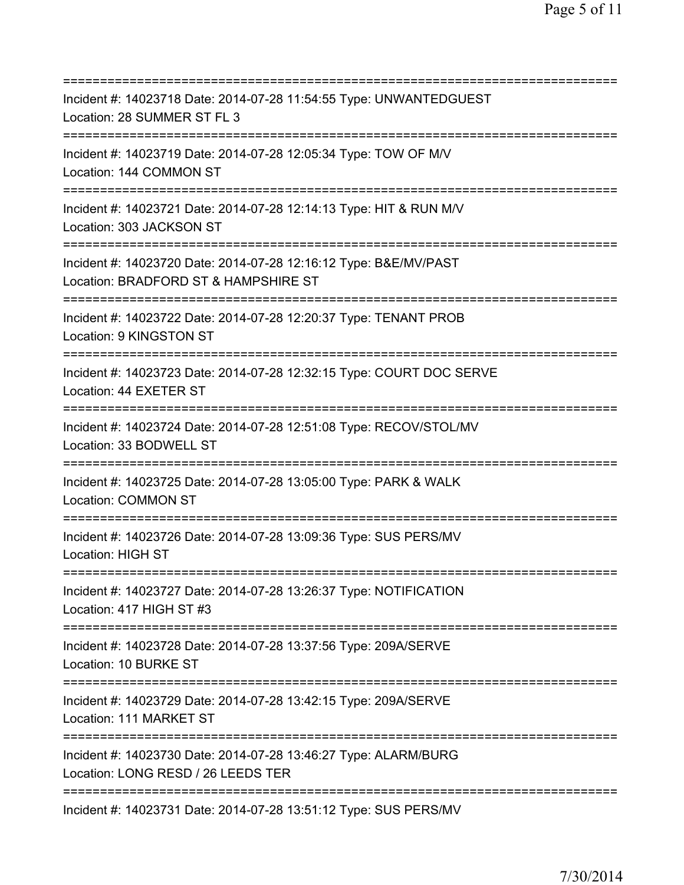===========================================================================
Incident #: 14023718 Date: 2014-07-28 11:54:55 Type: UNWANTEDGUEST
Location: 28 SUMMER ST FL 3
===========================================================================
Incident #: 14023719 Date: 2014-07-28 12:05:34 Type: TOW OF M/V
Location: 144 COMMON ST
===========================================================================
Incident #: 14023721 Date: 2014-07-28 12:14:13 Type: HIT & RUN M/V
Location: 303 JACKSON ST
===========================================================================
Incident #: 14023720 Date: 2014-07-28 12:16:12 Type: B&E/MV/PAST
Location: BRADFORD ST & HAMPSHIRE ST
===========================================================================
Incident #: 14023722 Date: 2014-07-28 12:20:37 Type: TENANT PROB
Location: 9 KINGSTON ST
===========================================================================
Incident #: 14023723 Date: 2014-07-28 12:32:15 Type: COURT DOC SERVE
Location: 44 EXETER ST
===========================================================================
Incident #: 14023724 Date: 2014-07-28 12:51:08 Type: RECOV/STOL/MV
Location: 33 BODWELL ST
===========================================================================
Incident #: 14023725 Date: 2014-07-28 13:05:00 Type: PARK & WALK
Location: COMMON ST
===========================================================================
Incident #: 14023726 Date: 2014-07-28 13:09:36 Type: SUS PERS/MV
Location: HIGH ST
===========================================================================
Incident #: 14023727 Date: 2014-07-28 13:26:37 Type: NOTIFICATION
Location: 417 HIGH ST #3
===========================================================================
Incident #: 14023728 Date: 2014-07-28 13:37:56 Type: 209A/SERVE
Location: 10 BURKE ST
===========================================================================
Incident #: 14023729 Date: 2014-07-28 13:42:15 Type: 209A/SERVE
Location: 111 MARKET ST
===========================================================================
Incident #: 14023730 Date: 2014-07-28 13:46:27 Type: ALARM/BURG
Location: LONG RESD / 26 LEEDS TER
===========================================================================
Incident #: 14023731 Date: 2014-07-28 13:51:12 Type: SUS PERS/MV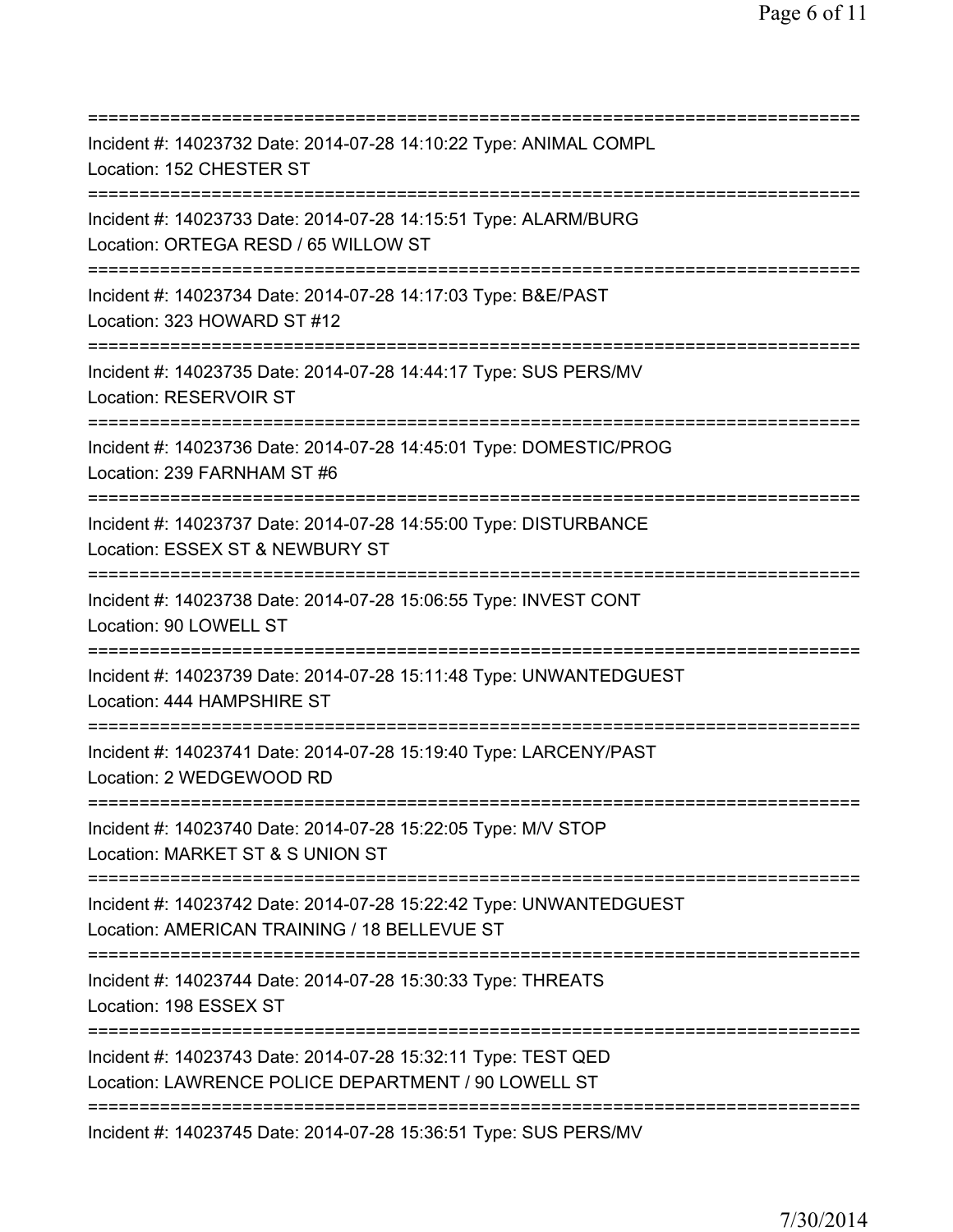===========================================================================

Incident #: 14023732 Date: 2014-07-28 14:10:22 Type: ANIMAL COMPL
Location: 152 CHESTER ST

===========================================================================

Incident #: 14023733 Date: 2014-07-28 14:15:51 Type: ALARM/BURG
Location: ORTEGA RESD / 65 WILLOW ST

===========================================================================

Incident #: 14023734 Date: 2014-07-28 14:17:03 Type: B&E/PAST
Location: 323 HOWARD ST #12

===========================================================================

Incident #: 14023735 Date: 2014-07-28 14:44:17 Type: SUS PERS/MV
Location: RESERVOIR ST

===========================================================================

Incident #: 14023736 Date: 2014-07-28 14:45:01 Type: DOMESTIC/PROG
Location: 239 FARNHAM ST #6

===========================================================================

Incident #: 14023737 Date: 2014-07-28 14:55:00 Type: DISTURBANCE
Location: ESSEX ST & NEWBURY ST

===========================================================================

Incident #: 14023738 Date: 2014-07-28 15:06:55 Type: INVEST CONT
Location: 90 LOWELL ST

===========================================================================

Incident #: 14023739 Date: 2014-07-28 15:11:48 Type: UNWANTEDGUEST
Location: 444 HAMPSHIRE ST

===========================================================================

Incident #: 14023741 Date: 2014-07-28 15:19:40 Type: LARCENY/PAST
Location: 2 WEDGEWOOD RD

===========================================================================

Incident #: 14023740 Date: 2014-07-28 15:22:05 Type: M/V STOP
Location: MARKET ST & S UNION ST

===========================================================================

Incident #: 14023742 Date: 2014-07-28 15:22:42 Type: UNWANTEDGUEST
Location: AMERICAN TRAINING / 18 BELLEVUE ST

===========================================================================

Incident #: 14023744 Date: 2014-07-28 15:30:33 Type: THREATS
Location: 198 ESSEX ST

===========================================================================

Incident #: 14023743 Date: 2014-07-28 15:32:11 Type: TEST QED
Location: LAWRENCE POLICE DEPARTMENT / 90 LOWELL ST

===========================================================================

Incident #: 14023745 Date: 2014-07-28 15:36:51 Type: SUS PERS/MV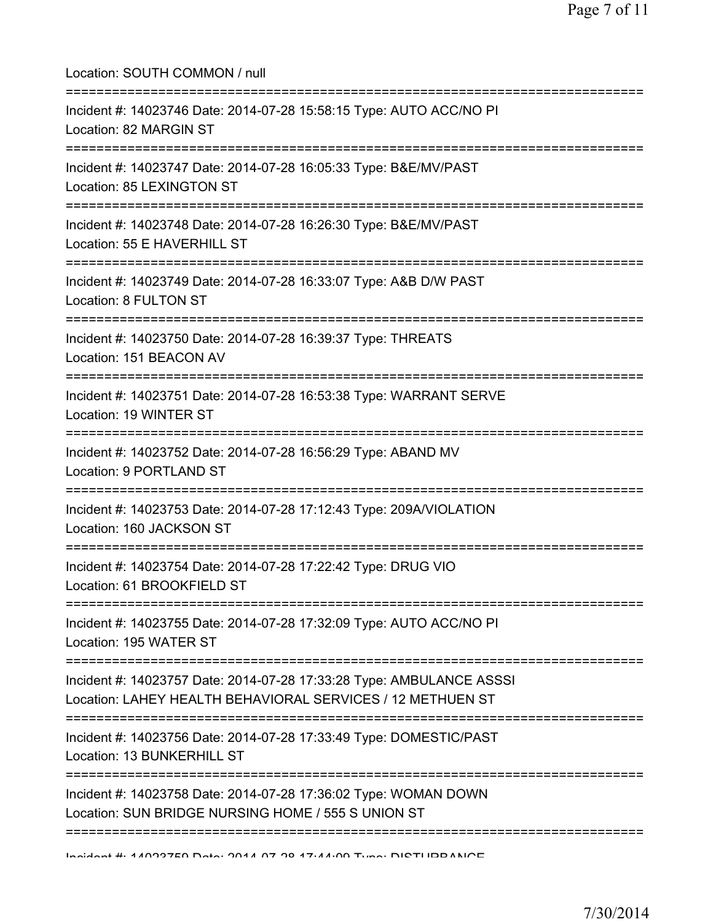Location: SOUTH COMMON / null

===========================================================================

Incident #: 14023746 Date: 2014-07-28 15:58:15 Type: AUTO ACC/NO PI

Location: 82 MARGIN ST

===========================================================================

Incident #: 14023747 Date: 2014-07-28 16:05:33 Type: B&E/MV/PAST

Location: 85 LEXINGTON ST

===========================================================================

Incident #: 14023748 Date: 2014-07-28 16:26:30 Type: B&E/MV/PAST

Location: 55 E HAVERHILL ST

===========================================================================

Incident #: 14023749 Date: 2014-07-28 16:33:07 Type: A&B D/W PAST

Location: 8 FULTON ST

===========================================================================

Incident #: 14023750 Date: 2014-07-28 16:39:37 Type: THREATS

Location: 151 BEACON AV

===========================================================================

Incident #: 14023751 Date: 2014-07-28 16:53:38 Type: WARRANT SERVE

Location: 19 WINTER ST

===========================================================================

Incident #: 14023752 Date: 2014-07-28 16:56:29 Type: ABAND MV

Location: 9 PORTLAND ST

===========================================================================

Incident #: 14023753 Date: 2014-07-28 17:12:43 Type: 209A/VIOLATION

Location: 160 JACKSON ST

===========================================================================

Incident #: 14023754 Date: 2014-07-28 17:22:42 Type: DRUG VIO

Location: 61 BROOKFIELD ST

===========================================================================

Incident #: 14023755 Date: 2014-07-28 17:32:09 Type: AUTO ACC/NO PI

Location: 195 WATER ST

===========================================================================

Incident #: 14023757 Date: 2014-07-28 17:33:28 Type: AMBULANCE ASSSI

Location: LAHEY HEALTH BEHAVIORAL SERVICES / 12 METHUEN ST

===========================================================================

Incident #: 14023756 Date: 2014-07-28 17:33:49 Type: DOMESTIC/PAST

Location: 13 BUNKERHILL ST

===========================================================================

Incident #: 14023758 Date: 2014-07-28 17:36:02 Type: WOMAN DOWN

Location: SUN BRIDGE NURSING HOME / 555 S UNION ST

===========================================================================

Incident #: 14023759 Date: 2014-07-28 17:44:09 Type: DISTURBANCE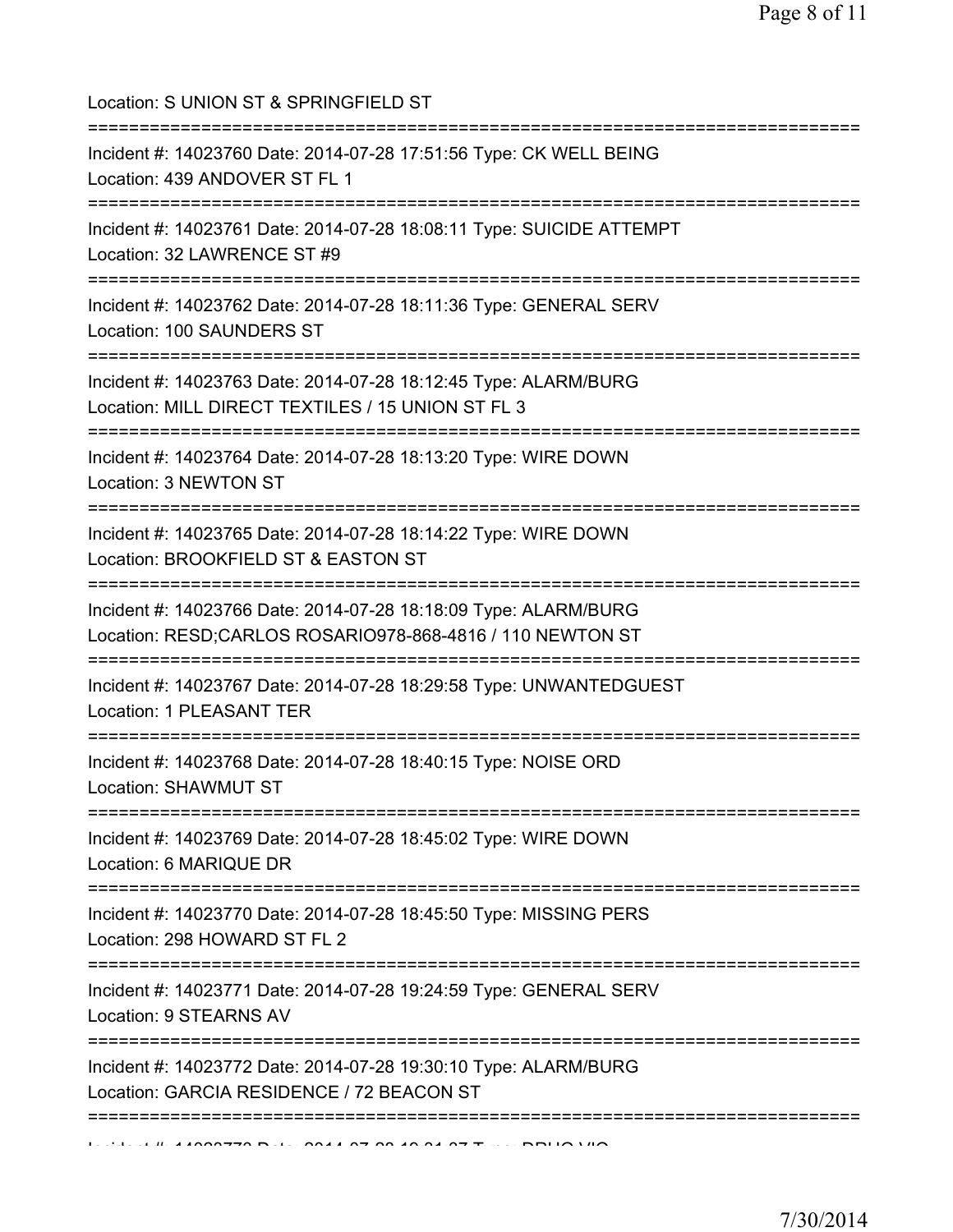Location: S UNION ST & SPRINGFIELD ST

===========================================================================

Incident #: 14023760 Date: 2014-07-28 17:51:56 Type: CK WELL BEING
Location: 439 ANDOVER ST FL 1

===========================================================================

Incident #: 14023761 Date: 2014-07-28 18:08:11 Type: SUICIDE ATTEMPT
Location: 32 LAWRENCE ST #9

===========================================================================

Incident #: 14023762 Date: 2014-07-28 18:11:36 Type: GENERAL SERV
Location: 100 SAUNDERS ST

===========================================================================

Incident #: 14023763 Date: 2014-07-28 18:12:45 Type: ALARM/BURG
Location: MILL DIRECT TEXTILES / 15 UNION ST FL 3

===========================================================================

Incident #: 14023764 Date: 2014-07-28 18:13:20 Type: WIRE DOWN
Location: 3 NEWTON ST

===========================================================================

Incident #: 14023765 Date: 2014-07-28 18:14:22 Type: WIRE DOWN
Location: BROOKFIELD ST & EASTON ST

===========================================================================

Incident #: 14023766 Date: 2014-07-28 18:18:09 Type: ALARM/BURG
Location: RESD;CARLOS ROSARIO978-868-4816 / 110 NEWTON ST

===========================================================================

Incident #: 14023767 Date: 2014-07-28 18:29:58 Type: UNWANTEDGUEST
Location: 1 PLEASANT TER

===========================================================================

Incident #: 14023768 Date: 2014-07-28 18:40:15 Type: NOISE ORD
Location: SHAWMUT ST

===========================================================================

Incident #: 14023769 Date: 2014-07-28 18:45:02 Type: WIRE DOWN
Location: 6 MARIQUE DR

===========================================================================

Incident #: 14023770 Date: 2014-07-28 18:45:50 Type: MISSING PERS
Location: 298 HOWARD ST FL 2

===========================================================================

Incident #: 14023771 Date: 2014-07-28 19:24:59 Type: GENERAL SERV
Location: 9 STEARNS AV

===========================================================================

Incident #: 14023772 Date: 2014-07-28 19:30:10 Type: ALARM/BURG
Location: GARCIA RESIDENCE / 72 BEACON ST

===========================================================================

Incident #: 14023773 Date: 2014-07-28 19:31:37 Type: DRUG VIO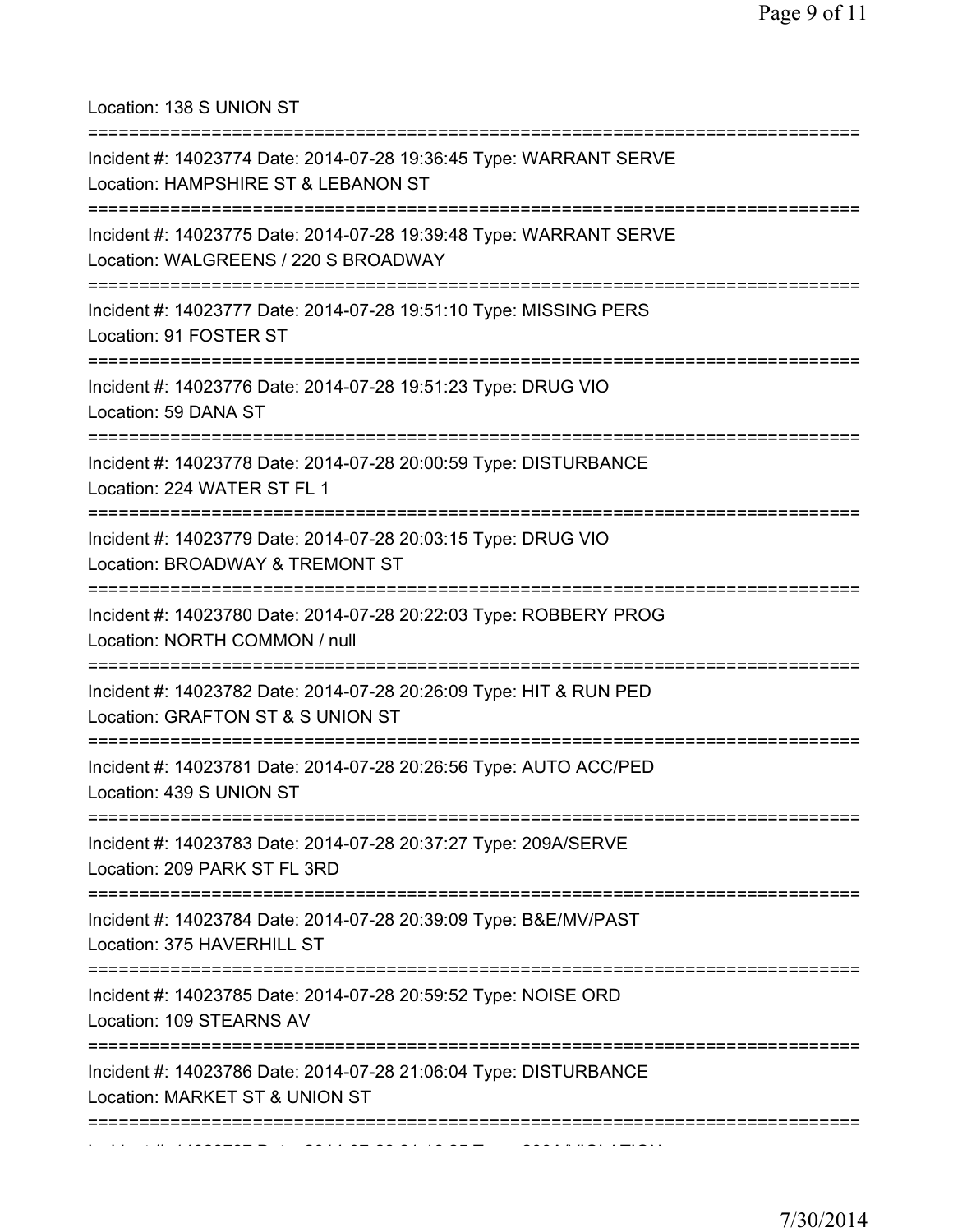Location: 138 S UNION ST

===========================================================================

Incident #: 14023774 Date: 2014-07-28 19:36:45 Type: WARRANT SERVE
Location: HAMPSHIRE ST & LEBANON ST

===========================================================================

Incident #: 14023775 Date: 2014-07-28 19:39:48 Type: WARRANT SERVE
Location: WALGREENS / 220 S BROADWAY

===========================================================================

Incident #: 14023777 Date: 2014-07-28 19:51:10 Type: MISSING PERS
Location: 91 FOSTER ST

===========================================================================

Incident #: 14023776 Date: 2014-07-28 19:51:23 Type: DRUG VIO
Location: 59 DANA ST

===========================================================================

Incident #: 14023778 Date: 2014-07-28 20:00:59 Type: DISTURBANCE
Location: 224 WATER ST FL 1

===========================================================================

Incident #: 14023779 Date: 2014-07-28 20:03:15 Type: DRUG VIO
Location: BROADWAY & TREMONT ST

===========================================================================

Incident #: 14023780 Date: 2014-07-28 20:22:03 Type: ROBBERY PROG
Location: NORTH COMMON / null

===========================================================================

Incident #: 14023782 Date: 2014-07-28 20:26:09 Type: HIT & RUN PED
Location: GRAFTON ST & S UNION ST

===========================================================================

Incident #: 14023781 Date: 2014-07-28 20:26:56 Type: AUTO ACC/PED
Location: 439 S UNION ST

===========================================================================

Incident #: 14023783 Date: 2014-07-28 20:37:27 Type: 209A/SERVE
Location: 209 PARK ST FL 3RD

===========================================================================

Incident #: 14023784 Date: 2014-07-28 20:39:09 Type: B&E/MV/PAST
Location: 375 HAVERHILL ST

===========================================================================

Incident #: 14023785 Date: 2014-07-28 20:59:52 Type: NOISE ORD
Location: 109 STEARNS AV

===========================================================================

Incident #: 14023786 Date: 2014-07-28 21:06:04 Type: DISTURBANCE
Location: MARKET ST & UNION ST

===========================================================================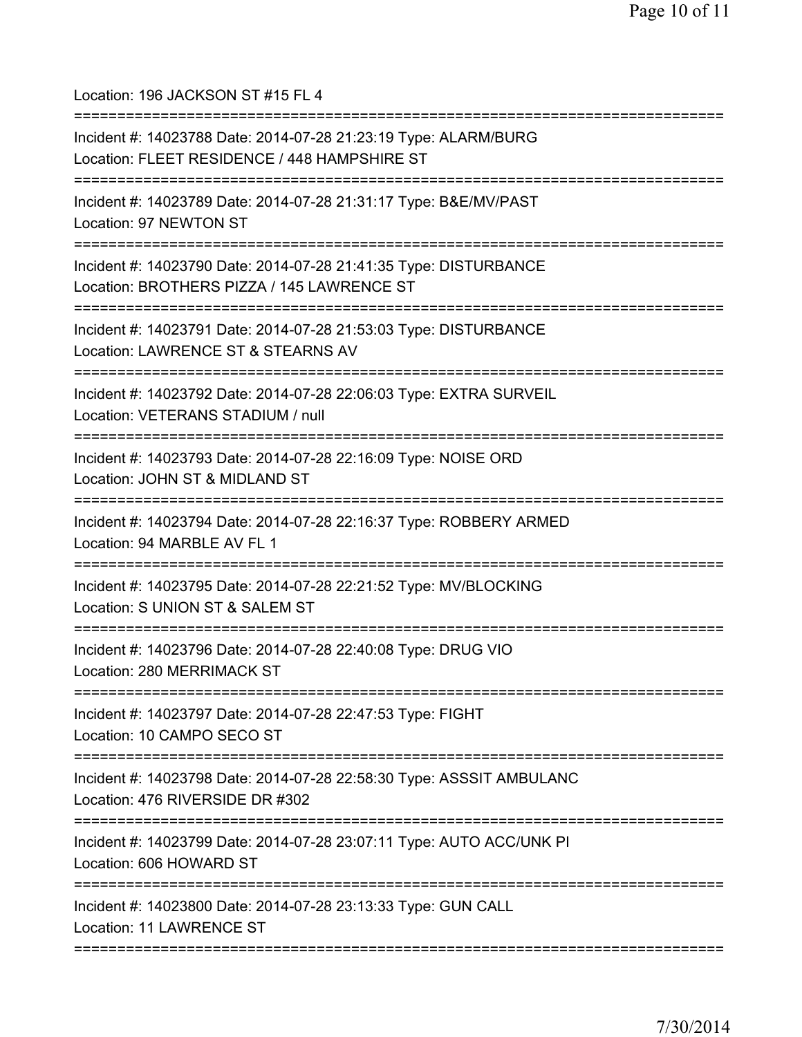Location: 196 JACKSON ST #15 FL 4

===========================================================================

Incident #: 14023788 Date: 2014-07-28 21:23:19 Type: ALARM/BURG
Location: FLEET RESIDENCE / 448 HAMPSHIRE ST

===========================================================================

Incident #: 14023789 Date: 2014-07-28 21:31:17 Type: B&E/MV/PAST
Location: 97 NEWTON ST

===========================================================================

Incident #: 14023790 Date: 2014-07-28 21:41:35 Type: DISTURBANCE
Location: BROTHERS PIZZA / 145 LAWRENCE ST

===========================================================================

Incident #: 14023791 Date: 2014-07-28 21:53:03 Type: DISTURBANCE
Location: LAWRENCE ST & STEARNS AV

===========================================================================

Incident #: 14023792 Date: 2014-07-28 22:06:03 Type: EXTRA SURVEIL
Location: VETERANS STADIUM / null

===========================================================================

Incident #: 14023793 Date: 2014-07-28 22:16:09 Type: NOISE ORD
Location: JOHN ST & MIDLAND ST

===========================================================================

Incident #: 14023794 Date: 2014-07-28 22:16:37 Type: ROBBERY ARMED
Location: 94 MARBLE AV FL 1

===========================================================================

Incident #: 14023795 Date: 2014-07-28 22:21:52 Type: MV/BLOCKING
Location: S UNION ST & SALEM ST

===========================================================================

Incident #: 14023796 Date: 2014-07-28 22:40:08 Type: DRUG VIO
Location: 280 MERRIMACK ST

===========================================================================

Incident #: 14023797 Date: 2014-07-28 22:47:53 Type: FIGHT
Location: 10 CAMPO SECO ST

===========================================================================

Incident #: 14023798 Date: 2014-07-28 22:58:30 Type: ASSSIT AMBULANC
Location: 476 RIVERSIDE DR #302

===========================================================================

Incident #: 14023799 Date: 2014-07-28 23:07:11 Type: AUTO ACC/UNK PI
Location: 606 HOWARD ST

===========================================================================

Incident #: 14023800 Date: 2014-07-28 23:13:33 Type: GUN CALL
Location: 11 LAWRENCE ST

===========================================================================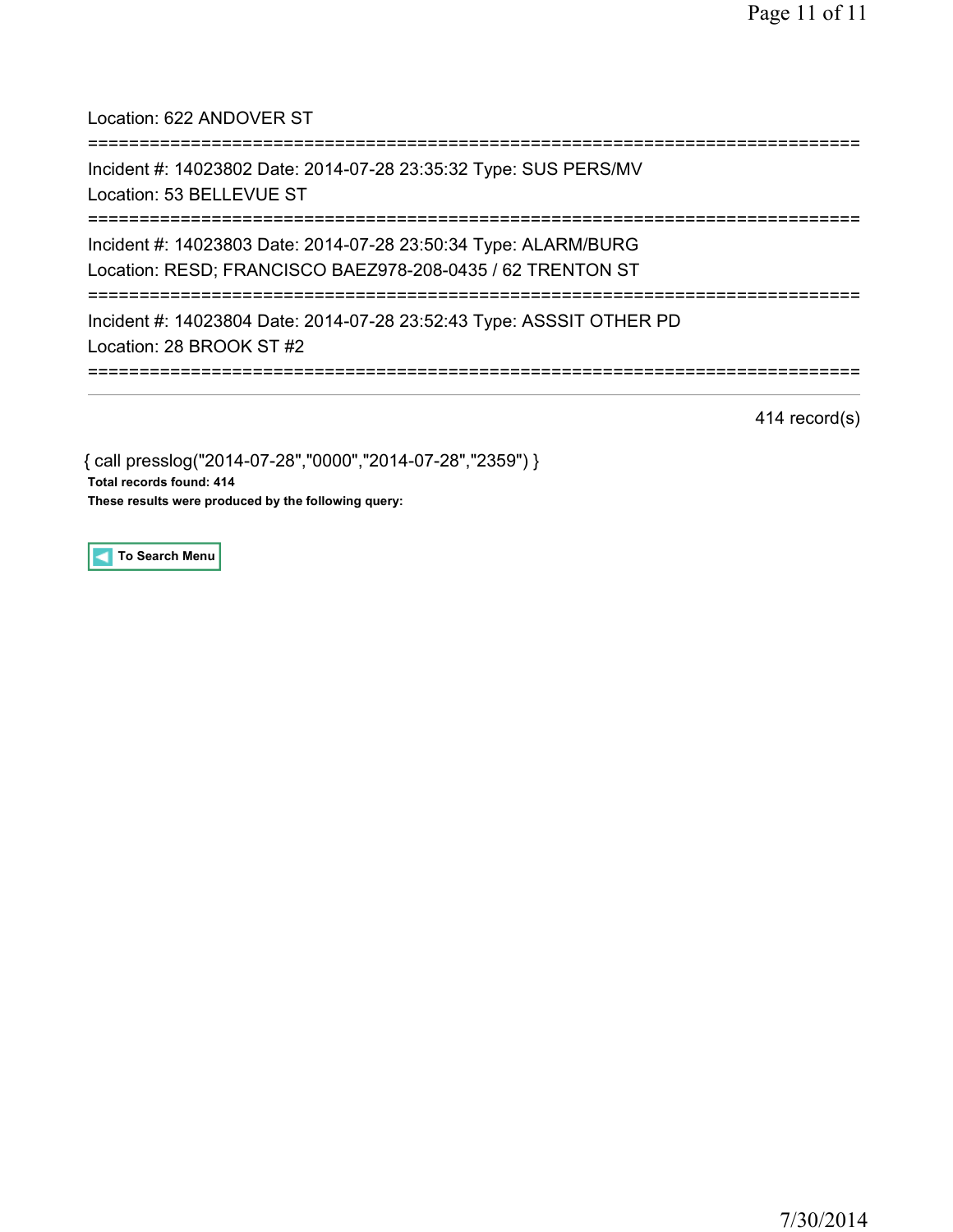Location: 622 ANDOVER ST

===========================================================================

Incident #: 14023802 Date: 2014-07-28 23:35:32 Type: SUS PERS/MV

Location: 53 BELLEVUE ST

===========================================================================

Incident #: 14023803 Date: 2014-07-28 23:50:34 Type: ALARM/BURG

Location: RESD; FRANCISCO BAEZ978-208-0435 / 62 TRENTON ST

===========================================================================

Incident #: 14023804 Date: 2014-07-28 23:52:43 Type: ASSSIT OTHER PD

Location: 28 BROOK ST #2

===========================================================================

414 record(s)

{ call presslog("2014-07-28","0000","2014-07-28","2359") }

**Total records found: 414**

**These results were produced by the following query:**

**To Search Menu**